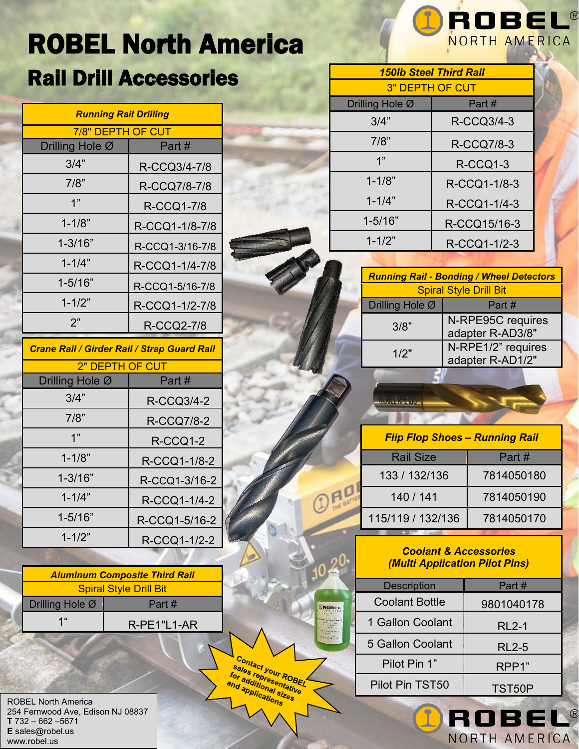# ROBEL North America

## Rail Drill Accessories

| Running Rail Drilling | |
|---|---|
| 7/8" DEPTH OF CUT | |
| Drilling Hole Ø | Part # |
| 3/4” | R-CCQ3/4-7/8 |
| 7/8” | R-CCQ7/8-7/8 |
| 1” | R-CCQ1-7/8 |
| 1-1/8” | R-CCQ1-1/8-7/8 |
| 1-3/16” | R-CCQ1-3/16-7/8 |
| 1-1/4” | R-CCQ1-1/4-7/8 |
| 1-5/16” | R-CCQ1-5/16-7/8 |
| 1-1/2” | R-CCQ1-1/2-7/8 |
| 2” | R-CCQ2-7/8 |

| Crane Rail / Girder Rail / Strap Guard Rail | |
|---|---|
| 2" DEPTH OF CUT | |
| Drilling Hole Ø | Part # |
| 3/4” | R-CCQ3/4-2 |
| 7/8” | R-CCQ7/8-2 |
| 1” | R-CCQ1-2 |
| 1-1/8” | R-CCQ1-1/8-2 |
| 1-3/16” | R-CCQ1-3/16-2 |
| 1-1/4” | R-CCQ1-1/4-2 |
| 1-5/16” | R-CCQ1-5/16-2 |
| 1-1/2” | R-CCQ1-1/2-2 |

| Aluminum Composite Third Rail | |
|---|---|
| Spiral Style Drill Bit | |
| Drilling Hole Ø | Part # |
| 1“ | R-PE1"L1-AR |

| 150lb Steel Third Rail | |
|---|---|
| 3" DEPTH OF CUT | |
| Drilling Hole Ø | Part # |
| 3/4” | R-CCQ3/4-3 |
| 7/8” | R-CCQ7/8-3 |
| 1” | R-CCQ1-3 |
| 1-1/8” | R-CCQ1-1/8-3 |
| 1-1/4” | R-CCQ1-1/4-3 |
| 1-5/16” | R-CCQ15/16-3 |
| 1-1/2” | R-CCQ1-1/2-3 |

| Running Rail - Bonding / Wheel Detectors | |
|---|---|
| Spiral Style Drill Bit | |
| Drilling Hole Ø | Part # |
| 3/8” | N-RPE95C requires adapter R-AD3/8" |
| 1/2" | N-RPE1/2” requires adapter R-AD1/2" |

| Flip Flop Shoes – Running Rail | |
|---|---|
| Rail Size | Part # |
| 133 / 132/136 | 7814050180 |
| 140 / 141 | 7814050190 |
| 115/119 / 132/136 | 7814050170 |

| Coolant & Accessories (Multi Application Pilot Pins) | |
|---|---|
| Description | Part # |
| Coolant Bottle | 9801040178 |
| 1 Gallon Coolant | RL2-1 |
| 5 Gallon Coolant | RL2-5 |
| Pilot Pin 1” | RPP1” |
| Pilot Pin TST50 | TST50P |

Contact your ROBEL sales representative for additional sizes and applications

ROBEL North America
254 Fernwood Ave, Edison NJ 08837
**T** 732 – 662 –5671
**E** sales@robel.us
www.robel.us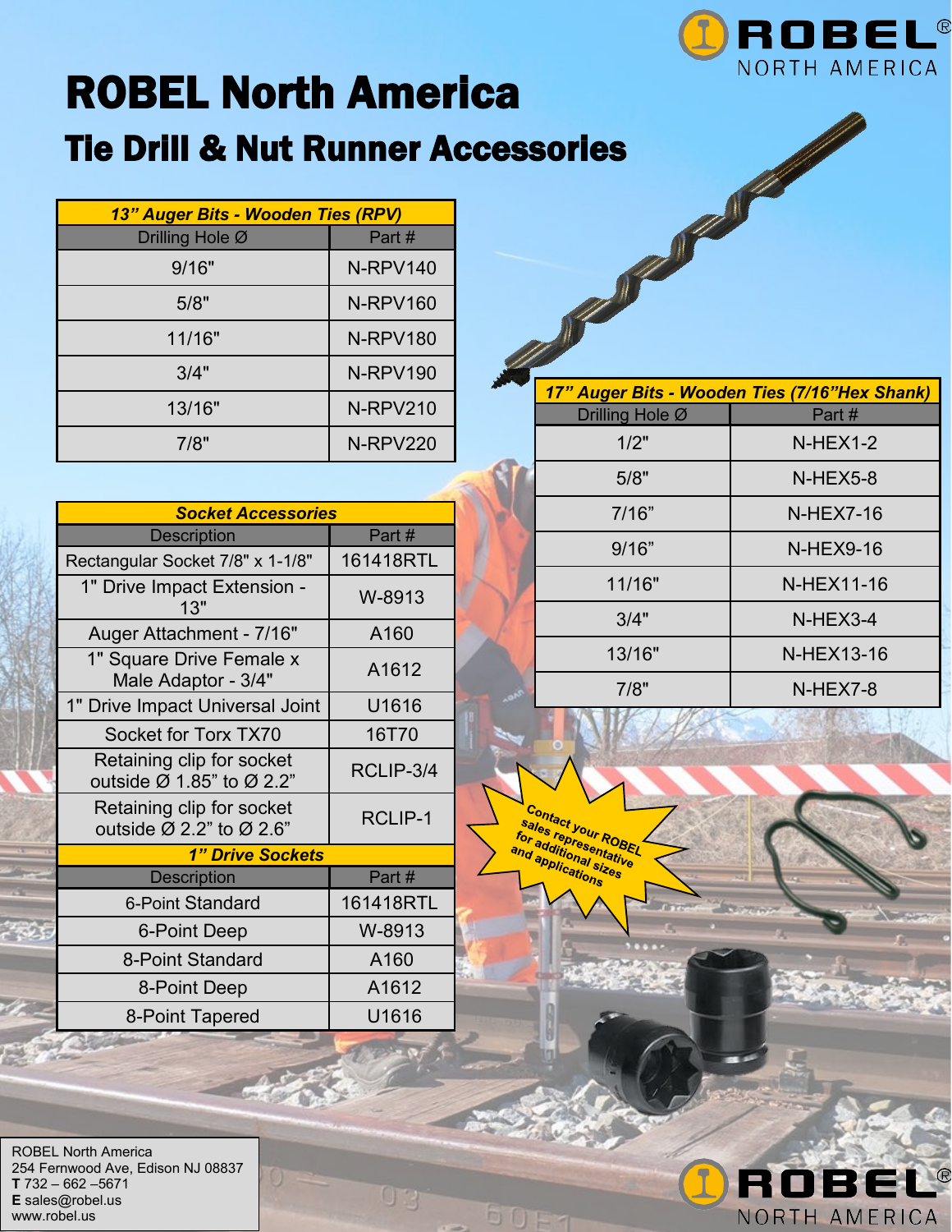# ROBEL North America

## Tie Drill & Nut Runner Accessories

| 13" Auger Bits - Wooden Ties (RPV) | |
|---|---|
| Drilling Hole Ø | Part # |
| 9/16" | N-RPV140 |
| 5/8" | N-RPV160 |
| 11/16" | N-RPV180 |
| 3/4" | N-RPV190 |
| 13/16" | N-RPV210 |
| 7/8" | N-RPV220 |

| 17" Auger Bits - Wooden Ties (7/16"Hex Shank) | |
|---|---|
| Drilling Hole Ø | Part # |
| 1/2" | N-HEX1-2 |
| 5/8" | N-HEX5-8 |
| 7/16" | N-HEX7-16 |
| 9/16" | N-HEX9-16 |
| 11/16" | N-HEX11-16 |
| 3/4" | N-HEX3-4 |
| 13/16" | N-HEX13-16 |
| 7/8" | N-HEX7-8 |

| Socket Accessories | |
|---|---|
| Description | Part # |
| Rectangular Socket 7/8" x 1-1/8" | 161418RTL |
| 1" Drive Impact Extension - 13" | W-8913 |
| Auger Attachment - 7/16" | A160 |
| 1" Square Drive Female x Male Adaptor - 3/4" | A1612 |
| 1" Drive Impact Universal Joint | U1616 |
| Socket for Torx TX70 | 16T70 |
| Retaining clip for socket outside Ø 1.85" to Ø 2.2" | RCLIP-3/4 |
| Retaining clip for socket outside Ø 2.2" to Ø 2.6" | RCLIP-1 |

| 1" Drive Sockets | |
|---|---|
| Description | Part # |
| 6-Point Standard | 161418RTL |
| 6-Point Deep | W-8913 |
| 8-Point Standard | A160 |
| 8-Point Deep | A1612 |
| 8-Point Tapered | U1616 |

Contact your ROBEL sales representative for additional sizes and applications

ROBEL North America
254 Fernwood Ave, Edison NJ 08837
**T** 732 – 662 –5671
**E** sales@robel.us
www.robel.us